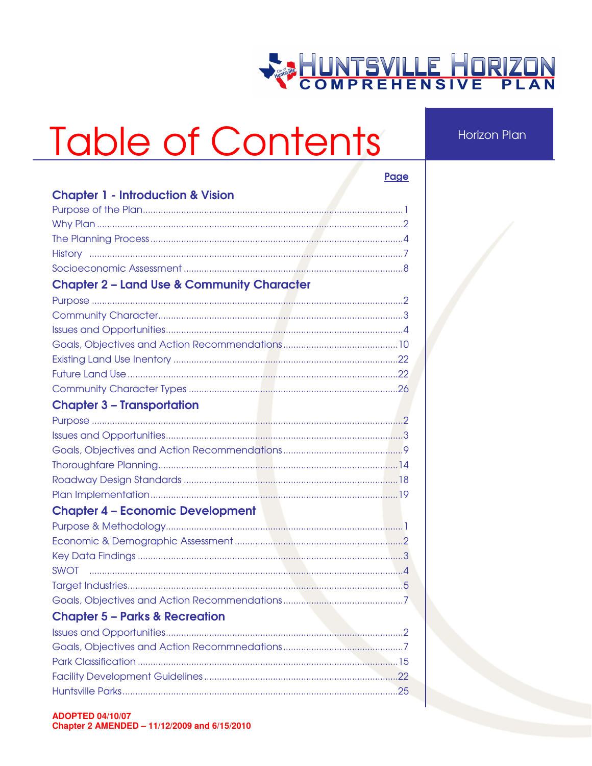HUNTSVILLE HORIZON COMPREHENSIVE PLAN

# Table of Contents

Horizon Plan

| | Page |
|---|---|
| **Chapter 1 - Introduction & Vision** | |
| Purpose of the Plan | 1 |
| Why Plan | 2 |
| The Planning Process | 4 |
| History | 7 |
| Socioeconomic Assessment | 8 |
| **Chapter 2 – Land Use & Community Character** | |
| Purpose | 2 |
| Community Character | 3 |
| Issues and Opportunities | 4 |
| Goals, Objectives and Action Recommendations | 10 |
| Existing Land Use Inentory | 22 |
| Future Land Use | 22 |
| Community Character Types | 26 |
| **Chapter 3 – Transportation** | |
| Purpose | 2 |
| Issues and Opportunities | 3 |
| Goals, Objectives and Action Recommendations | 9 |
| Thoroughfare Planning | 14 |
| Roadway Design Standards | 18 |
| Plan Implementation | 19 |
| **Chapter 4 – Economic Development** | |
| Purpose & Methodology | 1 |
| Economic & Demographic Assessment | 2 |
| Key Data Findings | 3 |
| SWOT | 4 |
| Target Industries | 5 |
| Goals, Objectives and Action Recommendations | 7 |
| **Chapter 5 – Parks & Recreation** | |
| Issues and Opportunities | 2 |
| Goals, Objectives and Action Recommnedations | 7 |
| Park Classification | 15 |
| Facility Development Guidelines | 22 |
| Huntsville Parks | 25 |

**ADOPTED 04/10/07**
**Chapter 2 AMENDED – 11/12/2009 and 6/15/2010**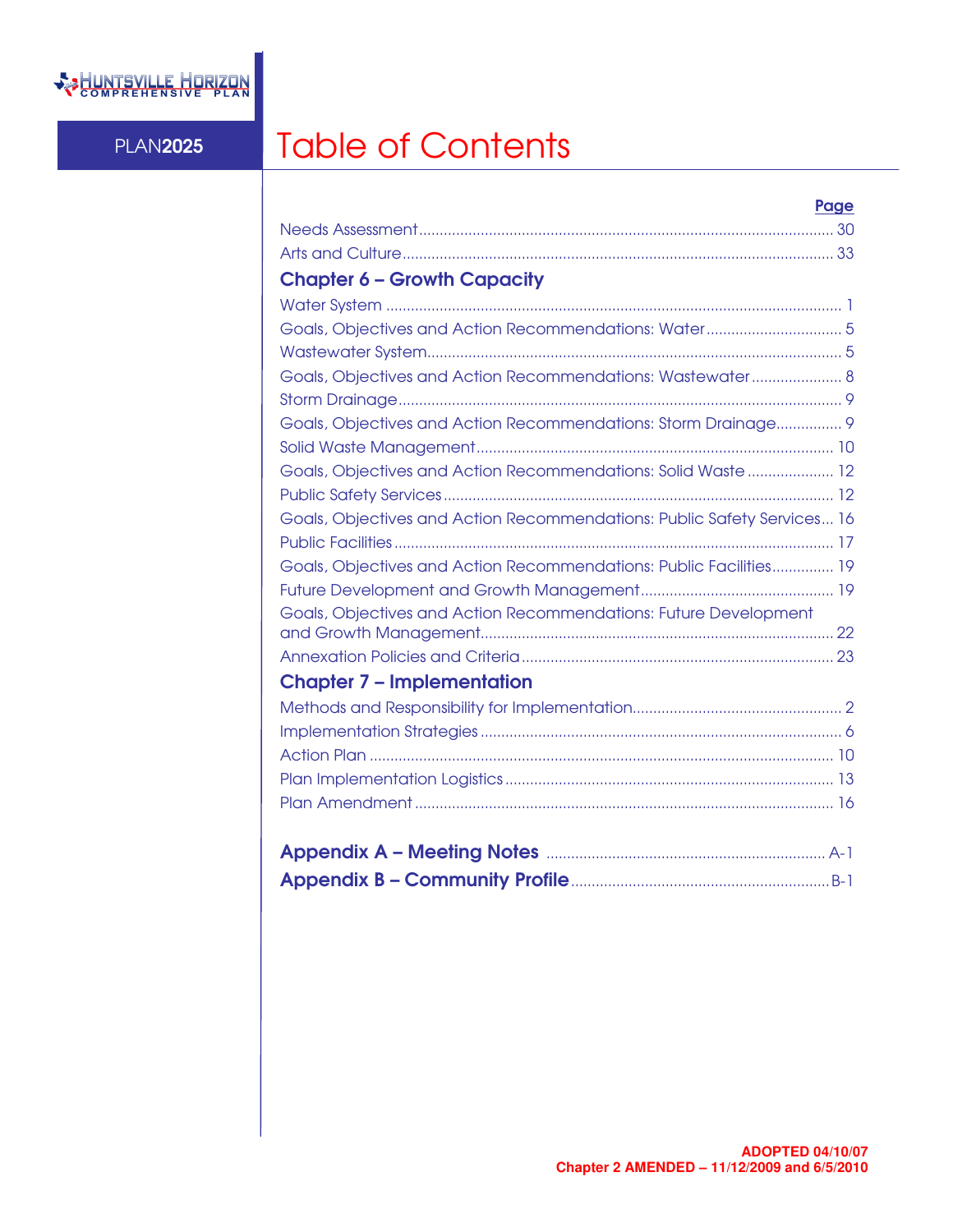# Table of Contents

| | Page |
|---|---|
| Needs Assessment | 30 |
| Arts and Culture | 33 |
| **Chapter 6 – Growth Capacity** | |
| Water System | 1 |
| Goals, Objectives and Action Recommendations: Water | 5 |
| Wastewater System | 5 |
| Goals, Objectives and Action Recommendations: Wastewater | 8 |
| Storm Drainage | 9 |
| Goals, Objectives and Action Recommendations: Storm Drainage | 9 |
| Solid Waste Management | 10 |
| Goals, Objectives and Action Recommendations: Solid Waste | 12 |
| Public Safety Services | 12 |
| Goals, Objectives and Action Recommendations: Public Safety Services | 16 |
| Public Facilities | 17 |
| Goals, Objectives and Action Recommendations: Public Facilities | 19 |
| Future Development and Growth Management | 19 |
| Goals, Objectives and Action Recommendations: Future Development and Growth Management | 22 |
| Annexation Policies and Criteria | 23 |
| **Chapter 7 – Implementation** | |
| Methods and Responsibility for Implementation | 2 |
| Implementation Strategies | 6 |
| Action Plan | 10 |
| Plan Implementation Logistics | 13 |
| Plan Amendment | 16 |
| **Appendix A – Meeting Notes** | A-1 |
| **Appendix B – Community Profile** | B-1 |

**ADOPTED 04/10/07**
**Chapter 2 AMENDED – 11/12/2009 and 6/5/2010**